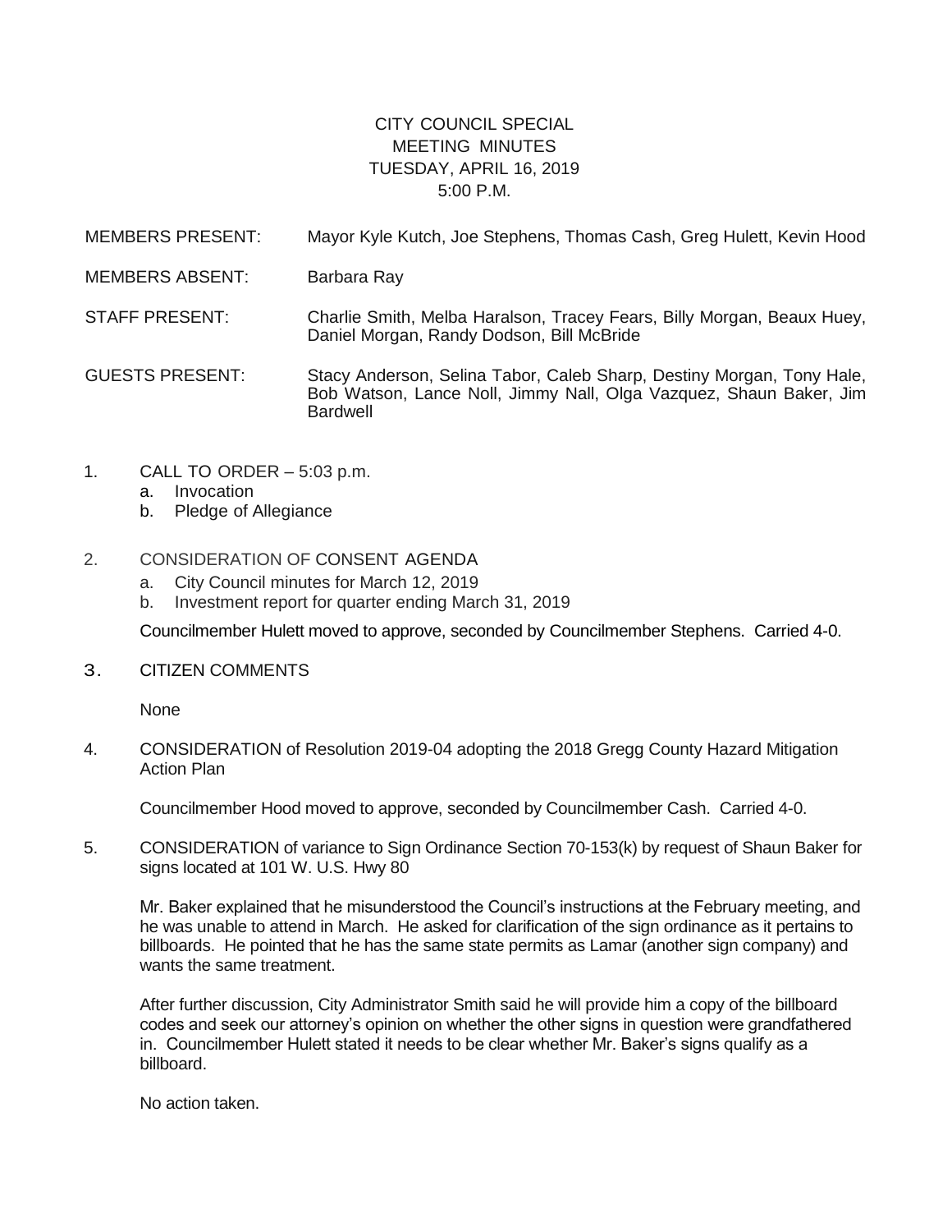# CITY COUNCIL SPECIAL MEETING MINUTES
## TUESDAY, APRIL 16, 2019
## 5:00 P.M.

MEMBERS PRESENT: Mayor Kyle Kutch, Joe Stephens, Thomas Cash, Greg Hulett, Kevin Hood

MEMBERS ABSENT: Barbara Ray

STAFF PRESENT: Charlie Smith, Melba Haralson, Tracey Fears, Billy Morgan, Beaux Huey, Daniel Morgan, Randy Dodson, Bill McBride

GUESTS PRESENT: Stacy Anderson, Selina Tabor, Caleb Sharp, Destiny Morgan, Tony Hale, Bob Watson, Lance Noll, Jimmy Nall, Olga Vazquez, Shaun Baker, Jim Bardwell

1. CALL TO ORDER – 5:03 p.m.
   a. Invocation
   b. Pledge of Allegiance

2. CONSIDERATION OF CONSENT AGENDA
   a. City Council minutes for March 12, 2019
   b. Investment report for quarter ending March 31, 2019

   Councilmember Hulett moved to approve, seconded by Councilmember Stephens. Carried 4-0.

3. CITIZEN COMMENTS

   None

4. CONSIDERATION of Resolution 2019-04 adopting the 2018 Gregg County Hazard Mitigation Action Plan

   Councilmember Hood moved to approve, seconded by Councilmember Cash. Carried 4-0.

5. CONSIDERATION of variance to Sign Ordinance Section 70-153(k) by request of Shaun Baker for signs located at 101 W. U.S. Hwy 80

   Mr. Baker explained that he misunderstood the Council's instructions at the February meeting, and he was unable to attend in March. He asked for clarification of the sign ordinance as it pertains to billboards. He pointed that he has the same state permits as Lamar (another sign company) and wants the same treatment.

   After further discussion, City Administrator Smith said he will provide him a copy of the billboard codes and seek our attorney's opinion on whether the other signs in question were grandfathered in. Councilmember Hulett stated it needs to be clear whether Mr. Baker's signs qualify as a billboard.

   No action taken.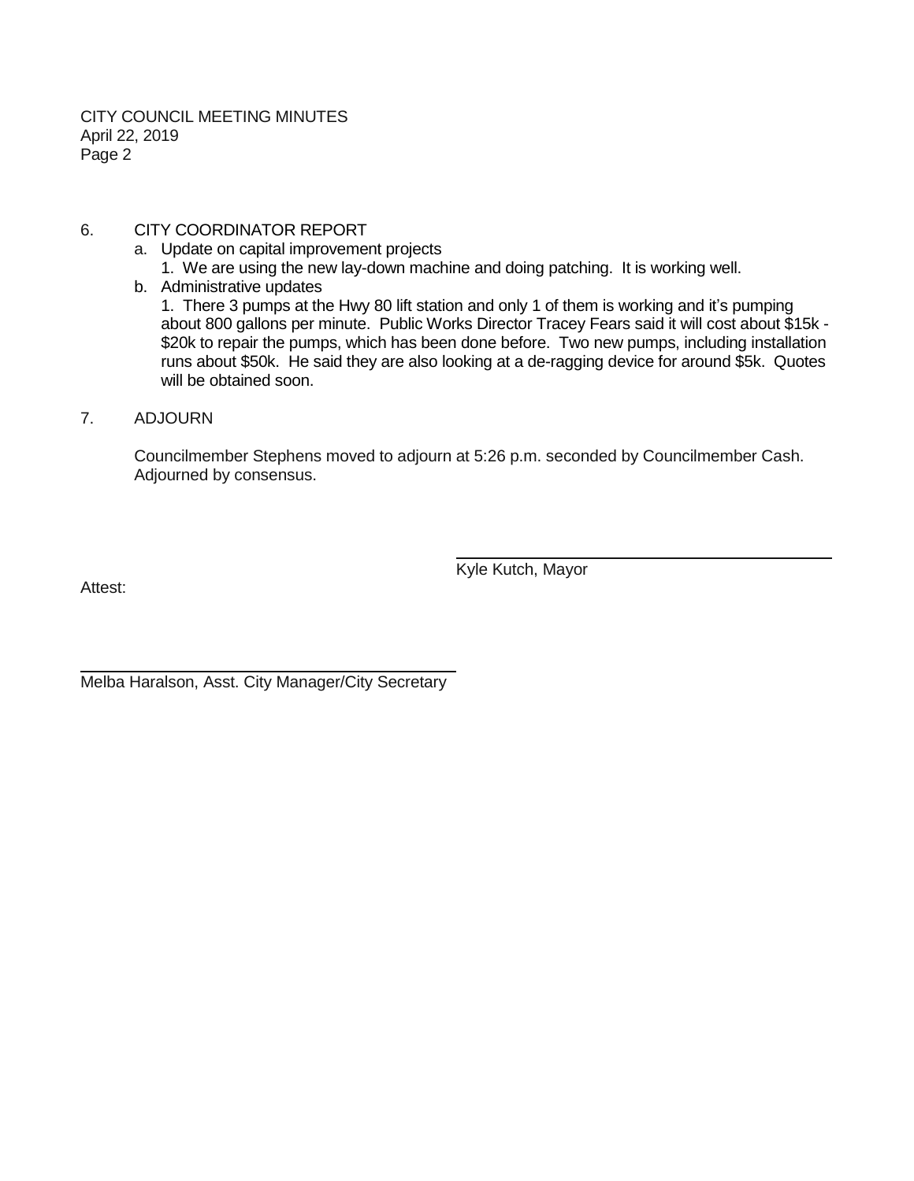6. CITY COORDINATOR REPORT
   a. Update on capital improvement projects
      1. We are using the new lay-down machine and doing patching. It is working well.
   b. Administrative updates
      1. There 3 pumps at the Hwy 80 lift station and only 1 of them is working and it's pumping about 800 gallons per minute. Public Works Director Tracey Fears said it will cost about $15k - $20k to repair the pumps, which has been done before. Two new pumps, including installation runs about $50k. He said they are also looking at a de-ragging device for around $5k. Quotes will be obtained soon.

7. ADJOURN

   Councilmember Stephens moved to adjourn at 5:26 p.m. seconded by Councilmember Cash. Adjourned by consensus.

Kyle Kutch, Mayor

Attest:

Melba Haralson, Asst. City Manager/City Secretary